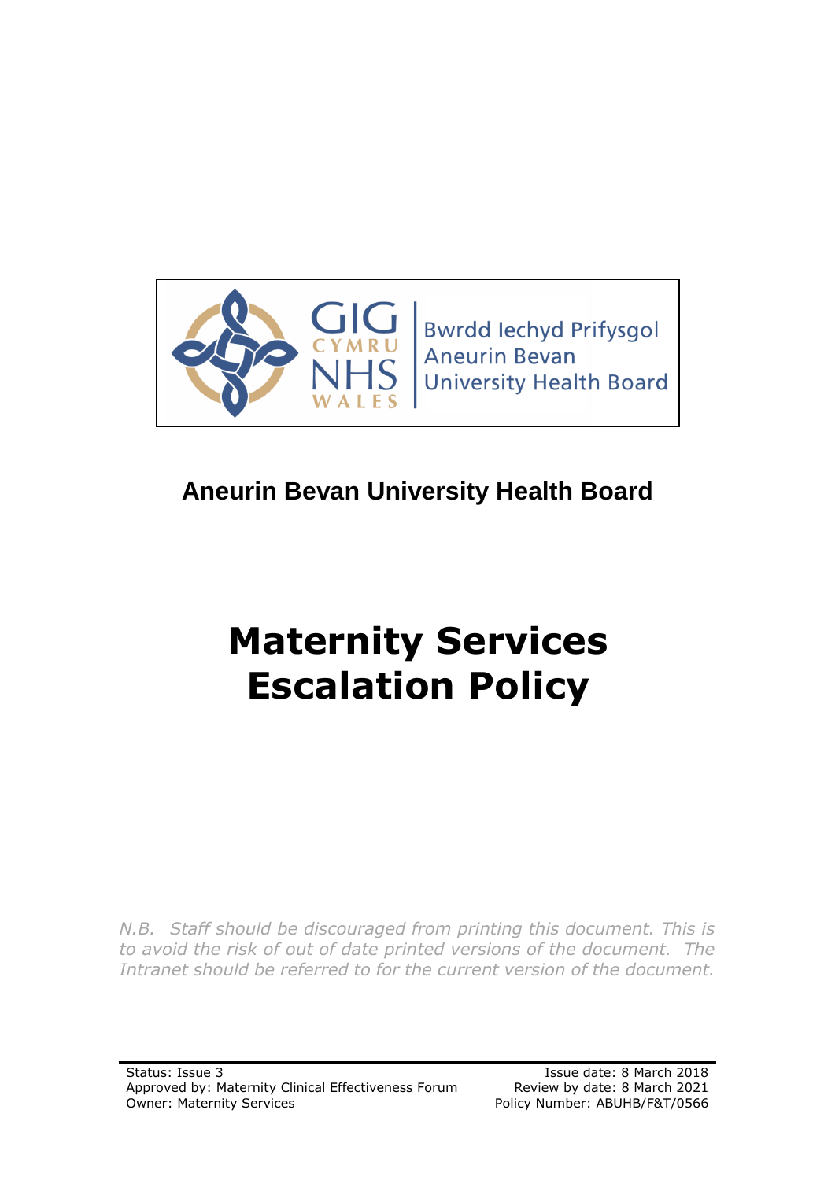GIG CYMRU NHS WALES | Bwrdd Iechyd Prifysgol Aneurin Bevan University Health Board

## Aneurin Bevan University Health Board

# Maternity Services Escalation Policy

*N.B. Staff should be discouraged from printing this document. This is to avoid the risk of out of date printed versions of the document. The Intranet should be referred to for the current version of the document.*

Status: Issue 3
Approved by: Maternity Clinical Effectiveness Forum
Owner: Maternity Services

Issue date: 8 March 2018
Review by date: 8 March 2021
Policy Number: ABUHB/F&T/0566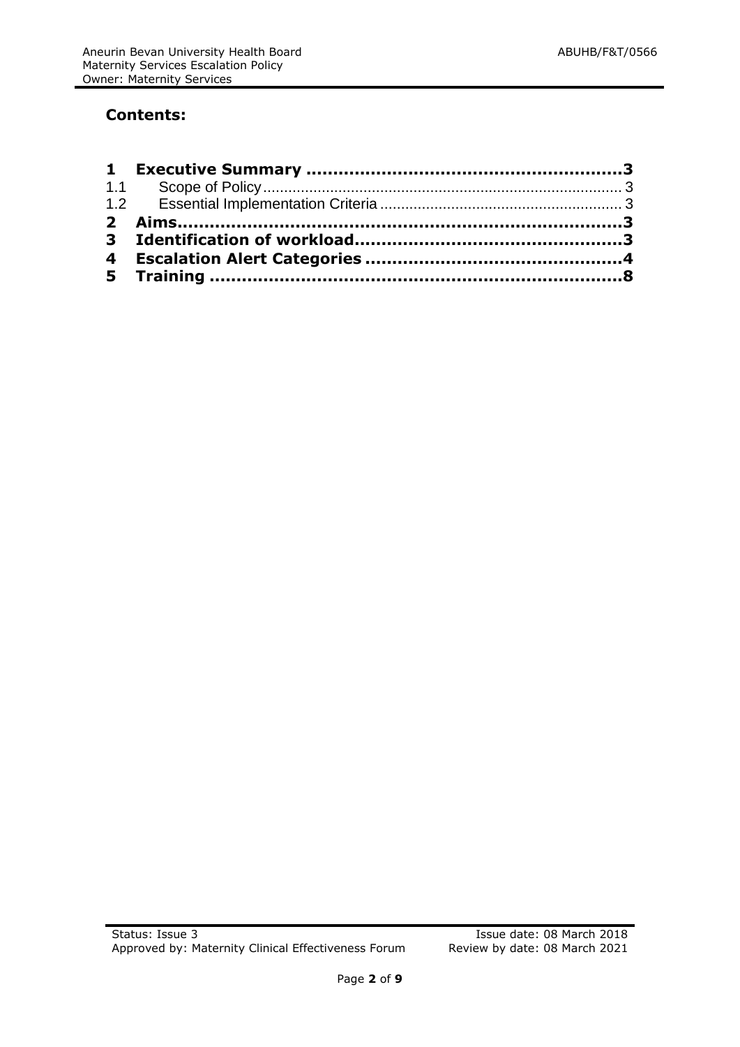## Contents:

**1 Executive Summary ........................................................3**

1.1 Scope of Policy ........................................................ 3

1.2 Essential Implementation Criteria ........................................................ 3

**2 Aims........................................................3**

**3 Identification of workload........................................................3**

**4 Escalation Alert Categories ........................................................4**

**5 Training ........................................................8**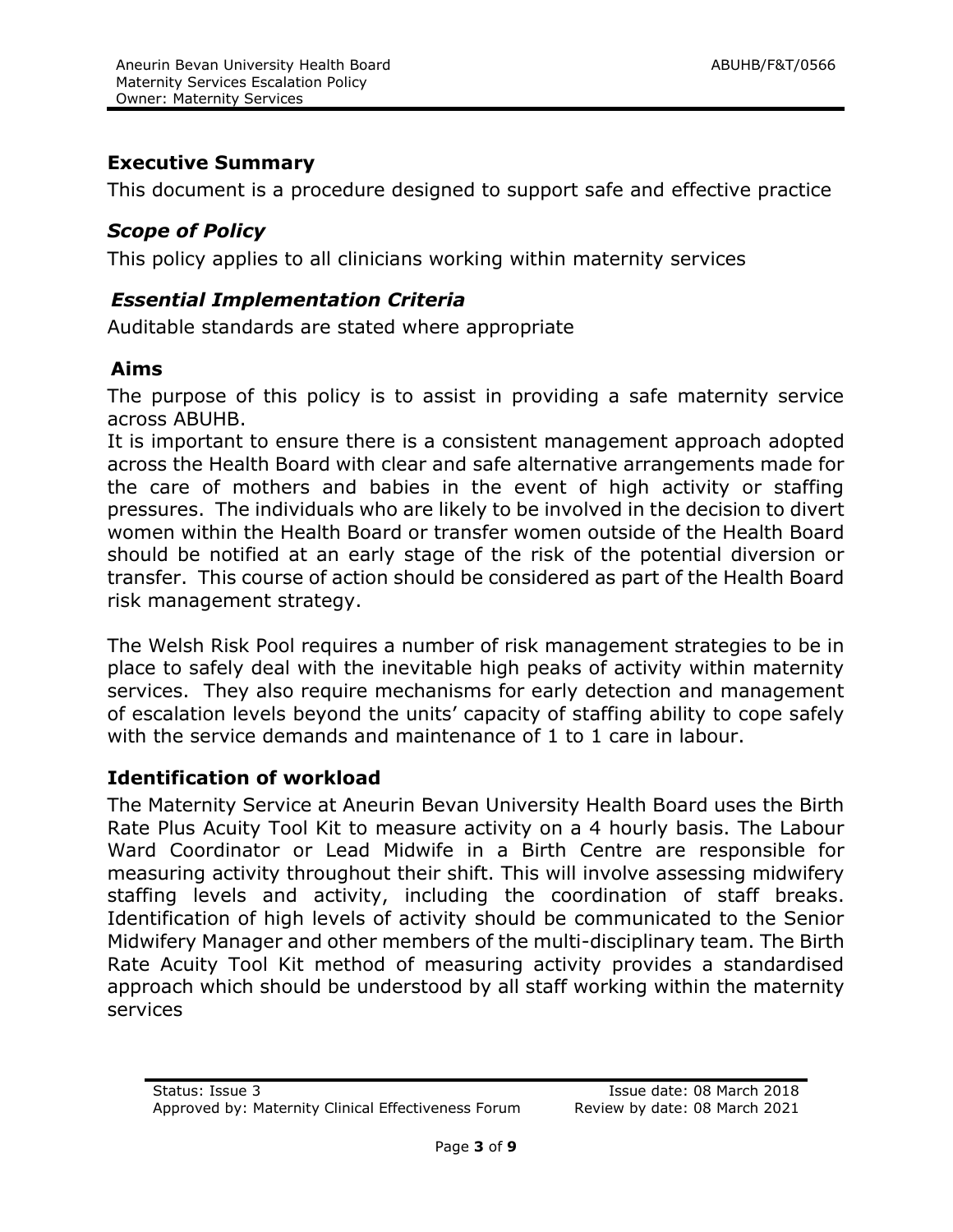## Executive Summary

This document is a procedure designed to support safe and effective practice

### *Scope of Policy*

This policy applies to all clinicians working within maternity services

### *Essential Implementation Criteria*

Auditable standards are stated where appropriate

## Aims

The purpose of this policy is to assist in providing a safe maternity service across ABUHB.

It is important to ensure there is a consistent management approach adopted across the Health Board with clear and safe alternative arrangements made for the care of mothers and babies in the event of high activity or staffing pressures. The individuals who are likely to be involved in the decision to divert women within the Health Board or transfer women outside of the Health Board should be notified at an early stage of the risk of the potential diversion or transfer. This course of action should be considered as part of the Health Board risk management strategy.

The Welsh Risk Pool requires a number of risk management strategies to be in place to safely deal with the inevitable high peaks of activity within maternity services. They also require mechanisms for early detection and management of escalation levels beyond the units' capacity of staffing ability to cope safely with the service demands and maintenance of 1 to 1 care in labour.

## Identification of workload

The Maternity Service at Aneurin Bevan University Health Board uses the Birth Rate Plus Acuity Tool Kit to measure activity on a 4 hourly basis. The Labour Ward Coordinator or Lead Midwife in a Birth Centre are responsible for measuring activity throughout their shift. This will involve assessing midwifery staffing levels and activity, including the coordination of staff breaks. Identification of high levels of activity should be communicated to the Senior Midwifery Manager and other members of the multi-disciplinary team. The Birth Rate Acuity Tool Kit method of measuring activity provides a standardised approach which should be understood by all staff working within the maternity services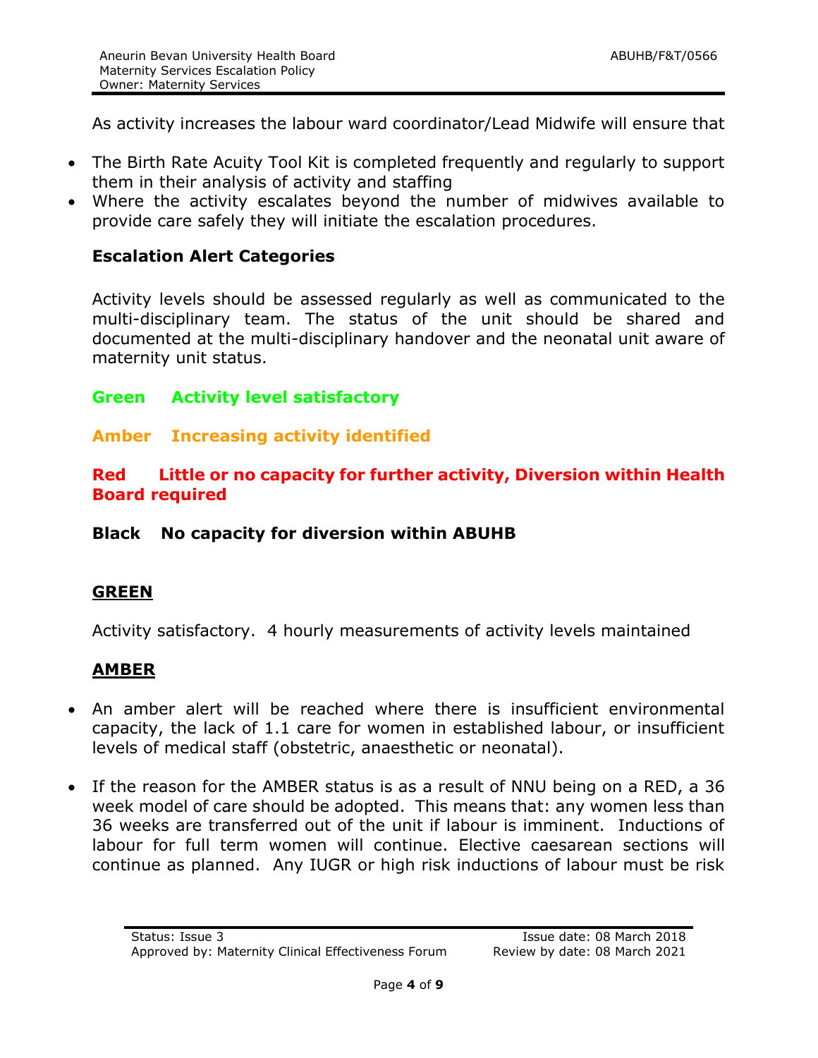As activity increases the labour ward coordinator/Lead Midwife will ensure that

- The Birth Rate Acuity Tool Kit is completed frequently and regularly to support them in their analysis of activity and staffing
- Where the activity escalates beyond the number of midwives available to provide care safely they will initiate the escalation procedures.

### Escalation Alert Categories

Activity levels should be assessed regularly as well as communicated to the multi-disciplinary team. The status of the unit should be shared and documented at the multi-disciplinary handover and the neonatal unit aware of maternity unit status.

**Green Activity level satisfactory**

**Amber Increasing activity identified**

**Red Little or no capacity for further activity, Diversion within Health Board required**

**Black No capacity for diversion within ABUHB**

### GREEN

Activity satisfactory. 4 hourly measurements of activity levels maintained

### AMBER

- An amber alert will be reached where there is insufficient environmental capacity, the lack of 1.1 care for women in established labour, or insufficient levels of medical staff (obstetric, anaesthetic or neonatal).
- If the reason for the AMBER status is as a result of NNU being on a RED, a 36 week model of care should be adopted. This means that: any women less than 36 weeks are transferred out of the unit if labour is imminent. Inductions of labour for full term women will continue. Elective caesarean sections will continue as planned. Any IUGR or high risk inductions of labour must be risk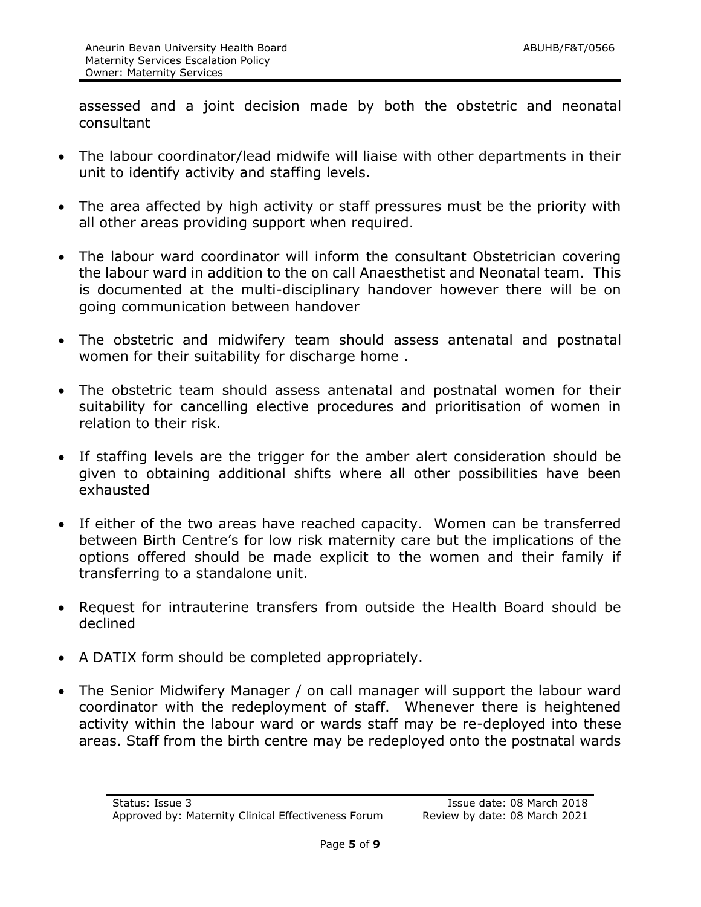assessed and a joint decision made by both the obstetric and neonatal consultant

- The labour coordinator/lead midwife will liaise with other departments in their unit to identify activity and staffing levels.
- The area affected by high activity or staff pressures must be the priority with all other areas providing support when required.
- The labour ward coordinator will inform the consultant Obstetrician covering the labour ward in addition to the on call Anaesthetist and Neonatal team. This is documented at the multi-disciplinary handover however there will be on going communication between handover
- The obstetric and midwifery team should assess antenatal and postnatal women for their suitability for discharge home .
- The obstetric team should assess antenatal and postnatal women for their suitability for cancelling elective procedures and prioritisation of women in relation to their risk.
- If staffing levels are the trigger for the amber alert consideration should be given to obtaining additional shifts where all other possibilities have been exhausted
- If either of the two areas have reached capacity. Women can be transferred between Birth Centre's for low risk maternity care but the implications of the options offered should be made explicit to the women and their family if transferring to a standalone unit.
- Request for intrauterine transfers from outside the Health Board should be declined
- A DATIX form should be completed appropriately.
- The Senior Midwifery Manager / on call manager will support the labour ward coordinator with the redeployment of staff. Whenever there is heightened activity within the labour ward or wards staff may be re-deployed into these areas. Staff from the birth centre may be redeployed onto the postnatal wards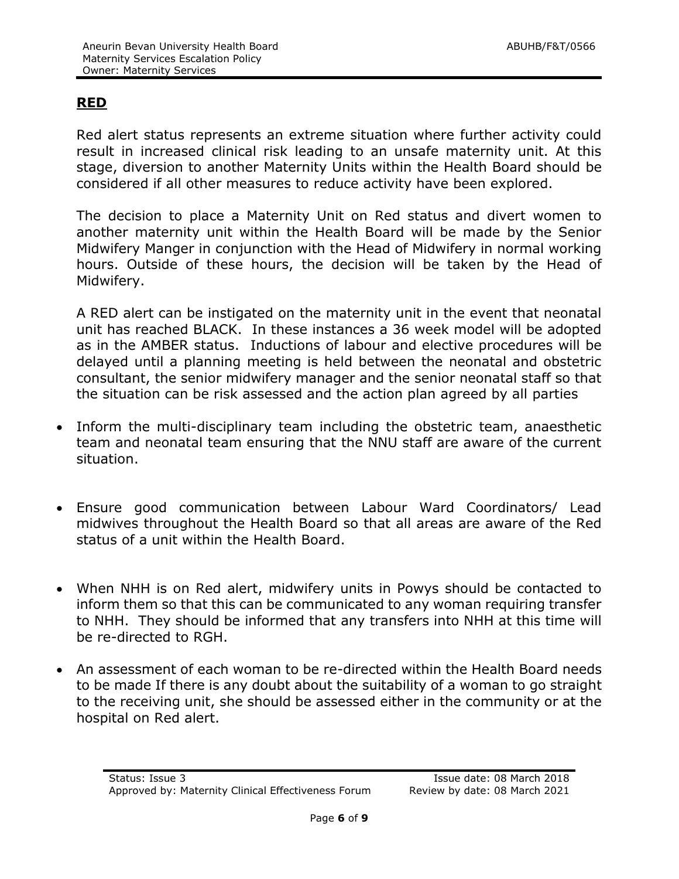## **RED**

Red alert status represents an extreme situation where further activity could result in increased clinical risk leading to an unsafe maternity unit. At this stage, diversion to another Maternity Units within the Health Board should be considered if all other measures to reduce activity have been explored.

The decision to place a Maternity Unit on Red status and divert women to another maternity unit within the Health Board will be made by the Senior Midwifery Manger in conjunction with the Head of Midwifery in normal working hours. Outside of these hours, the decision will be taken by the Head of Midwifery.

A RED alert can be instigated on the maternity unit in the event that neonatal unit has reached BLACK. In these instances a 36 week model will be adopted as in the AMBER status. Inductions of labour and elective procedures will be delayed until a planning meeting is held between the neonatal and obstetric consultant, the senior midwifery manager and the senior neonatal staff so that the situation can be risk assessed and the action plan agreed by all parties

- Inform the multi-disciplinary team including the obstetric team, anaesthetic team and neonatal team ensuring that the NNU staff are aware of the current situation.
- Ensure good communication between Labour Ward Coordinators/ Lead midwives throughout the Health Board so that all areas are aware of the Red status of a unit within the Health Board.
- When NHH is on Red alert, midwifery units in Powys should be contacted to inform them so that this can be communicated to any woman requiring transfer to NHH. They should be informed that any transfers into NHH at this time will be re-directed to RGH.
- An assessment of each woman to be re-directed within the Health Board needs to be made If there is any doubt about the suitability of a woman to go straight to the receiving unit, she should be assessed either in the community or at the hospital on Red alert.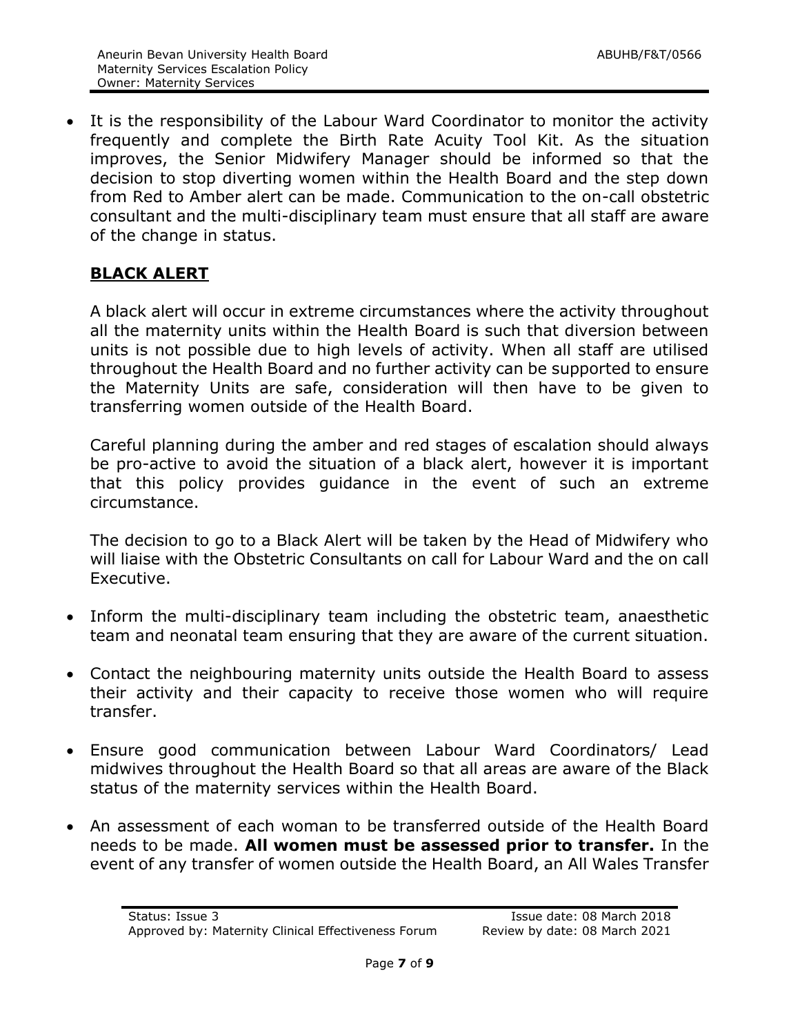- It is the responsibility of the Labour Ward Coordinator to monitor the activity frequently and complete the Birth Rate Acuity Tool Kit. As the situation improves, the Senior Midwifery Manager should be informed so that the decision to stop diverting women within the Health Board and the step down from Red to Amber alert can be made. Communication to the on-call obstetric consultant and the multi-disciplinary team must ensure that all staff are aware of the change in status.

## BLACK ALERT

A black alert will occur in extreme circumstances where the activity throughout all the maternity units within the Health Board is such that diversion between units is not possible due to high levels of activity. When all staff are utilised throughout the Health Board and no further activity can be supported to ensure the Maternity Units are safe, consideration will then have to be given to transferring women outside of the Health Board.

Careful planning during the amber and red stages of escalation should always be pro-active to avoid the situation of a black alert, however it is important that this policy provides guidance in the event of such an extreme circumstance.

The decision to go to a Black Alert will be taken by the Head of Midwifery who will liaise with the Obstetric Consultants on call for Labour Ward and the on call Executive.

- Inform the multi-disciplinary team including the obstetric team, anaesthetic team and neonatal team ensuring that they are aware of the current situation.
- Contact the neighbouring maternity units outside the Health Board to assess their activity and their capacity to receive those women who will require transfer.
- Ensure good communication between Labour Ward Coordinators/ Lead midwives throughout the Health Board so that all areas are aware of the Black status of the maternity services within the Health Board.
- An assessment of each woman to be transferred outside of the Health Board needs to be made. **All women must be assessed prior to transfer.** In the event of any transfer of women outside the Health Board, an All Wales Transfer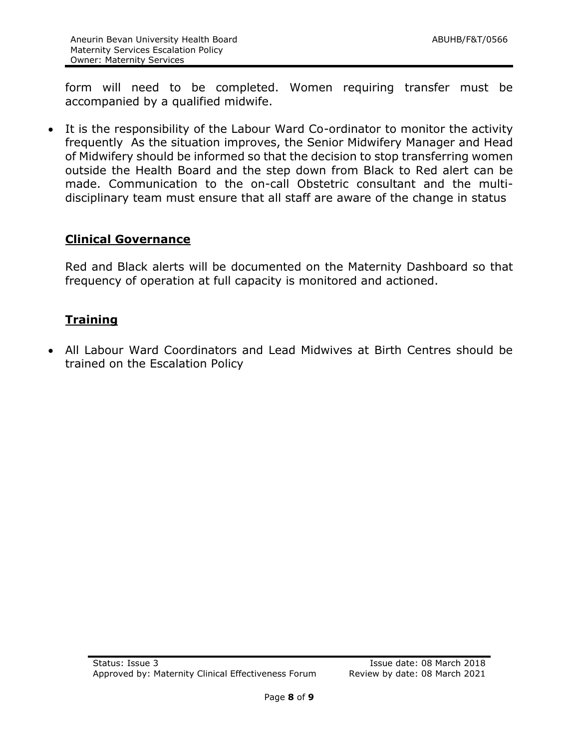form will need to be completed. Women requiring transfer must be accompanied by a qualified midwife.

- It is the responsibility of the Labour Ward Co-ordinator to monitor the activity frequently  As the situation improves, the Senior Midwifery Manager and Head of Midwifery should be informed so that the decision to stop transferring women outside the Health Board and the step down from Black to Red alert can be made. Communication to the on-call Obstetric consultant and the multi-disciplinary team must ensure that all staff are aware of the change in status

## Clinical Governance

Red and Black alerts will be documented on the Maternity Dashboard so that frequency of operation at full capacity is monitored and actioned.

## Training

- All Labour Ward Coordinators and Lead Midwives at Birth Centres should be trained on the Escalation Policy